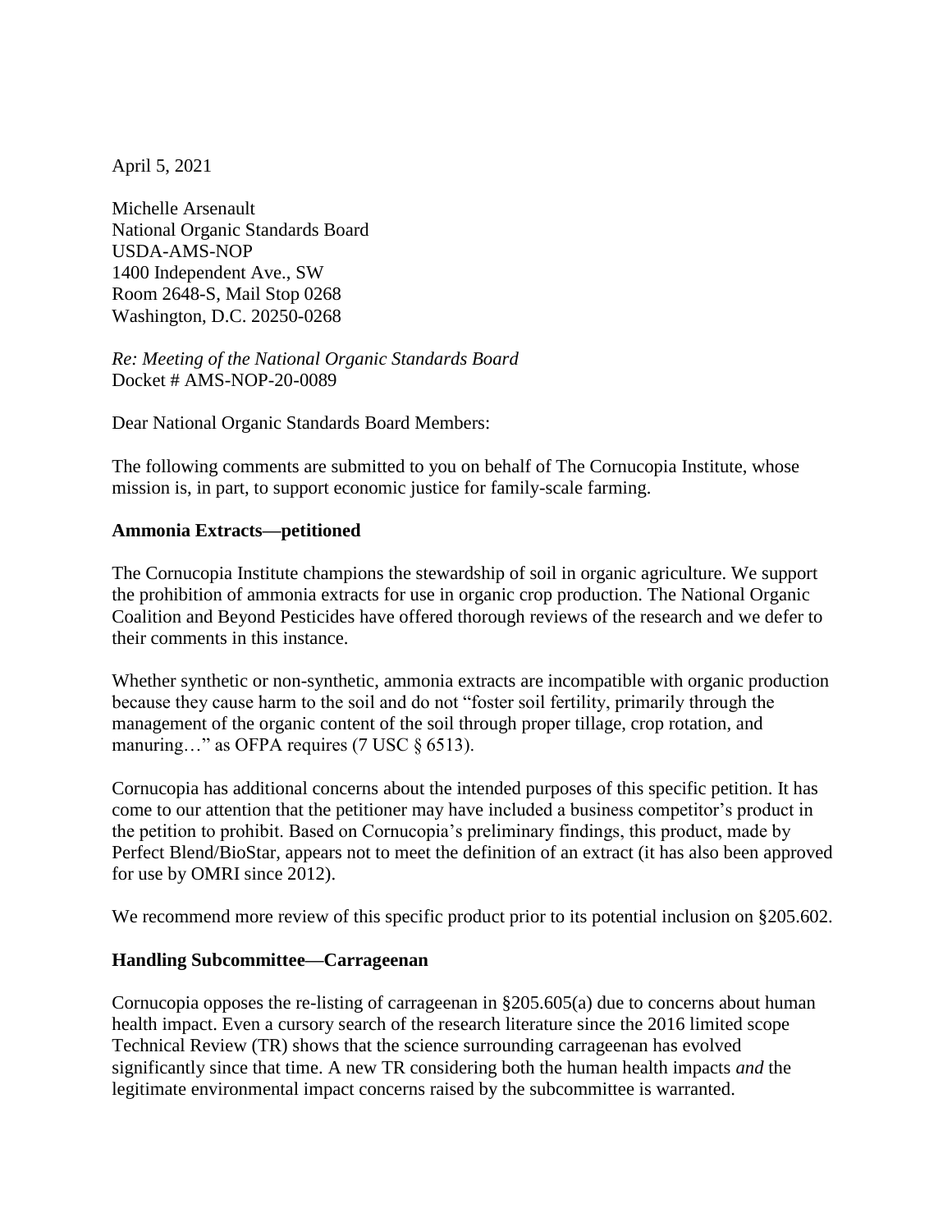April 5, 2021

Michelle Arsenault
National Organic Standards Board
USDA-AMS-NOP
1400 Independent Ave., SW
Room 2648-S, Mail Stop 0268
Washington, D.C. 20250-0268

*Re: Meeting of the National Organic Standards Board*
Docket # AMS-NOP-20-0089

Dear National Organic Standards Board Members:

The following comments are submitted to you on behalf of The Cornucopia Institute, whose mission is, in part, to support economic justice for family-scale farming.

**Ammonia Extracts—petitioned**

The Cornucopia Institute champions the stewardship of soil in organic agriculture. We support the prohibition of ammonia extracts for use in organic crop production. The National Organic Coalition and Beyond Pesticides have offered thorough reviews of the research and we defer to their comments in this instance.

Whether synthetic or non-synthetic, ammonia extracts are incompatible with organic production because they cause harm to the soil and do not "foster soil fertility, primarily through the management of the organic content of the soil through proper tillage, crop rotation, and manuring…" as OFPA requires (7 USC § 6513).

Cornucopia has additional concerns about the intended purposes of this specific petition. It has come to our attention that the petitioner may have included a business competitor's product in the petition to prohibit. Based on Cornucopia's preliminary findings, this product, made by Perfect Blend/BioStar, appears not to meet the definition of an extract (it has also been approved for use by OMRI since 2012).

We recommend more review of this specific product prior to its potential inclusion on §205.602.

**Handling Subcommittee—Carrageenan**

Cornucopia opposes the re-listing of carrageenan in §205.605(a) due to concerns about human health impact. Even a cursory search of the research literature since the 2016 limited scope Technical Review (TR) shows that the science surrounding carrageenan has evolved significantly since that time. A new TR considering both the human health impacts *and* the legitimate environmental impact concerns raised by the subcommittee is warranted.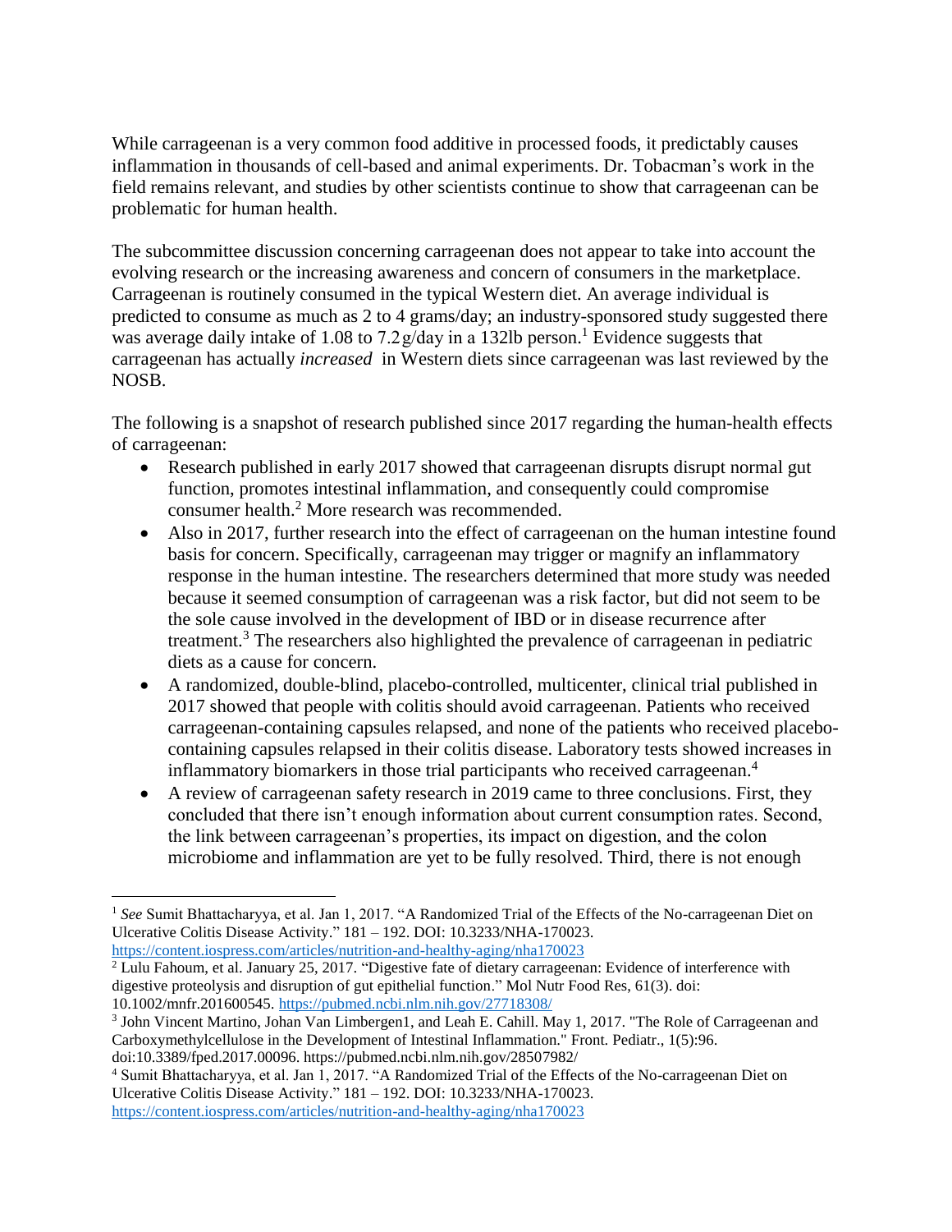While carrageenan is a very common food additive in processed foods, it predictably causes inflammation in thousands of cell-based and animal experiments. Dr. Tobacman's work in the field remains relevant, and studies by other scientists continue to show that carrageenan can be problematic for human health.

The subcommittee discussion concerning carrageenan does not appear to take into account the evolving research or the increasing awareness and concern of consumers in the marketplace. Carrageenan is routinely consumed in the typical Western diet. An average individual is predicted to consume as much as 2 to 4 grams/day; an industry-sponsored study suggested there was average daily intake of 1.08 to 7.2 g/day in a 132lb person.[1] Evidence suggests that carrageenan has actually *increased* in Western diets since carrageenan was last reviewed by the NOSB.

The following is a snapshot of research published since 2017 regarding the human-health effects of carrageenan:

- Research published in early 2017 showed that carrageenan disrupts disrupt normal gut function, promotes intestinal inflammation, and consequently could compromise consumer health.[2] More research was recommended.
- Also in 2017, further research into the effect of carrageenan on the human intestine found basis for concern. Specifically, carrageenan may trigger or magnify an inflammatory response in the human intestine. The researchers determined that more study was needed because it seemed consumption of carrageenan was a risk factor, but did not seem to be the sole cause involved in the development of IBD or in disease recurrence after treatment.[3] The researchers also highlighted the prevalence of carrageenan in pediatric diets as a cause for concern.
- A randomized, double-blind, placebo-controlled, multicenter, clinical trial published in 2017 showed that people with colitis should avoid carrageenan. Patients who received carrageenan-containing capsules relapsed, and none of the patients who received placebo-containing capsules relapsed in their colitis disease. Laboratory tests showed increases in inflammatory biomarkers in those trial participants who received carrageenan.[4]
- A review of carrageenan safety research in 2019 came to three conclusions. First, they concluded that there isn't enough information about current consumption rates. Second, the link between carrageenan's properties, its impact on digestion, and the colon microbiome and inflammation are yet to be fully resolved. Third, there is not enough

---

[1] *See* Sumit Bhattacharyya, et al. Jan 1, 2017. "A Randomized Trial of the Effects of the No-carrageenan Diet on Ulcerative Colitis Disease Activity." 181 – 192. DOI: 10.3233/NHA-170023. https://content.iospress.com/articles/nutrition-and-healthy-aging/nha170023

[2] Lulu Fahoum, et al. January 25, 2017. "Digestive fate of dietary carrageenan: Evidence of interference with digestive proteolysis and disruption of gut epithelial function." Mol Nutr Food Res, 61(3). doi: 10.1002/mnfr.201600545. https://pubmed.ncbi.nlm.nih.gov/27718308/

[3] John Vincent Martino, Johan Van Limbergen1, and Leah E. Cahill. May 1, 2017. "The Role of Carrageenan and Carboxymethylcellulose in the Development of Intestinal Inflammation." Front. Pediatr., 1(5):96. doi:10.3389/fped.2017.00096. https://pubmed.ncbi.nlm.nih.gov/28507982/

[4] Sumit Bhattacharyya, et al. Jan 1, 2017. "A Randomized Trial of the Effects of the No-carrageenan Diet on Ulcerative Colitis Disease Activity." 181 – 192. DOI: 10.3233/NHA-170023. https://content.iospress.com/articles/nutrition-and-healthy-aging/nha170023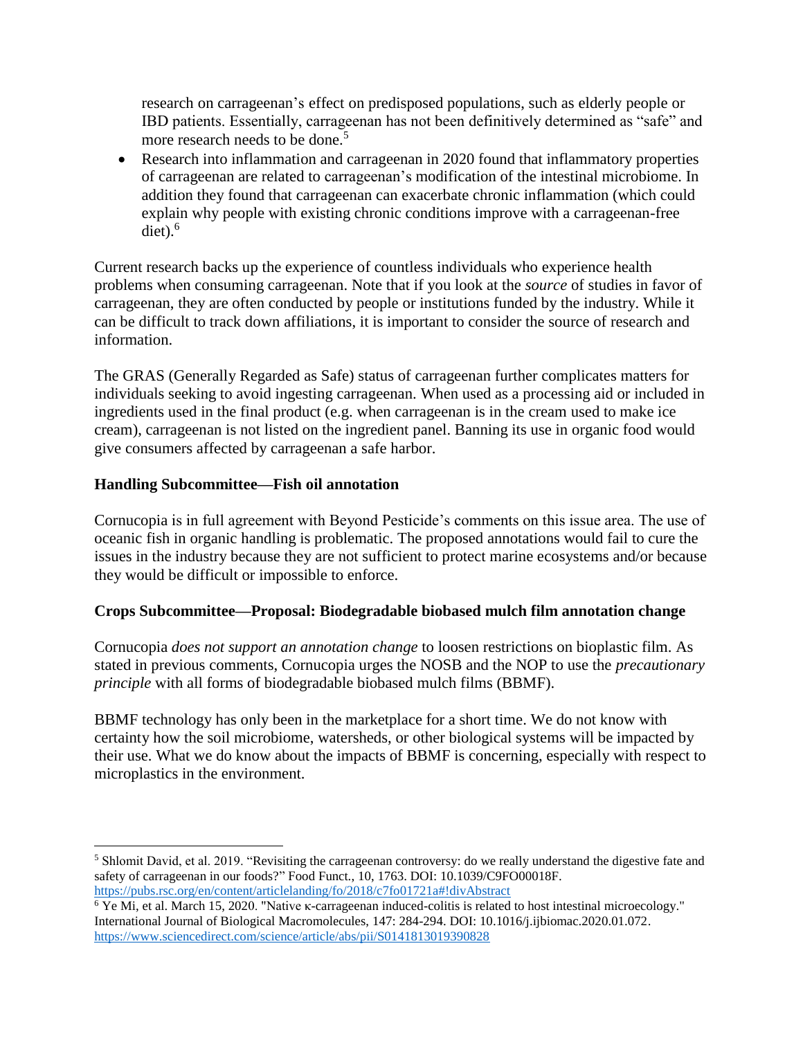research on carrageenan's effect on predisposed populations, such as elderly people or IBD patients. Essentially, carrageenan has not been definitively determined as "safe" and more research needs to be done.[5]

- Research into inflammation and carrageenan in 2020 found that inflammatory properties of carrageenan are related to carrageenan's modification of the intestinal microbiome. In addition they found that carrageenan can exacerbate chronic inflammation (which could explain why people with existing chronic conditions improve with a carrageenan-free diet).[6]

Current research backs up the experience of countless individuals who experience health problems when consuming carrageenan. Note that if you look at the *source* of studies in favor of carrageenan, they are often conducted by people or institutions funded by the industry. While it can be difficult to track down affiliations, it is important to consider the source of research and information.

The GRAS (Generally Regarded as Safe) status of carrageenan further complicates matters for individuals seeking to avoid ingesting carrageenan. When used as a processing aid or included in ingredients used in the final product (e.g. when carrageenan is in the cream used to make ice cream), carrageenan is not listed on the ingredient panel. Banning its use in organic food would give consumers affected by carrageenan a safe harbor.

**Handling Subcommittee—Fish oil annotation**

Cornucopia is in full agreement with Beyond Pesticide's comments on this issue area. The use of oceanic fish in organic handling is problematic. The proposed annotations would fail to cure the issues in the industry because they are not sufficient to protect marine ecosystems and/or because they would be difficult or impossible to enforce.

**Crops Subcommittee—Proposal: Biodegradable biobased mulch film annotation change**

Cornucopia *does not support an annotation change* to loosen restrictions on bioplastic film. As stated in previous comments, Cornucopia urges the NOSB and the NOP to use the *precautionary principle* with all forms of biodegradable biobased mulch films (BBMF).

BBMF technology has only been in the marketplace for a short time. We do not know with certainty how the soil microbiome, watersheds, or other biological systems will be impacted by their use. What we do know about the impacts of BBMF is concerning, especially with respect to microplastics in the environment.

---

[5] Shlomit David, et al. 2019. "Revisiting the carrageenan controversy: do we really understand the digestive fate and safety of carrageenan in our foods?" Food Funct., 10, 1763. DOI: 10.1039/C9FO00018F. https://pubs.rsc.org/en/content/articlelanding/fo/2018/c7fo01721a#!divAbstract

[6] Ye Mi, et al. March 15, 2020. "Native κ-carrageenan induced-colitis is related to host intestinal microecology." International Journal of Biological Macromolecules, 147: 284-294. DOI: 10.1016/j.ijbiomac.2020.01.072. https://www.sciencedirect.com/science/article/abs/pii/S0141813019390828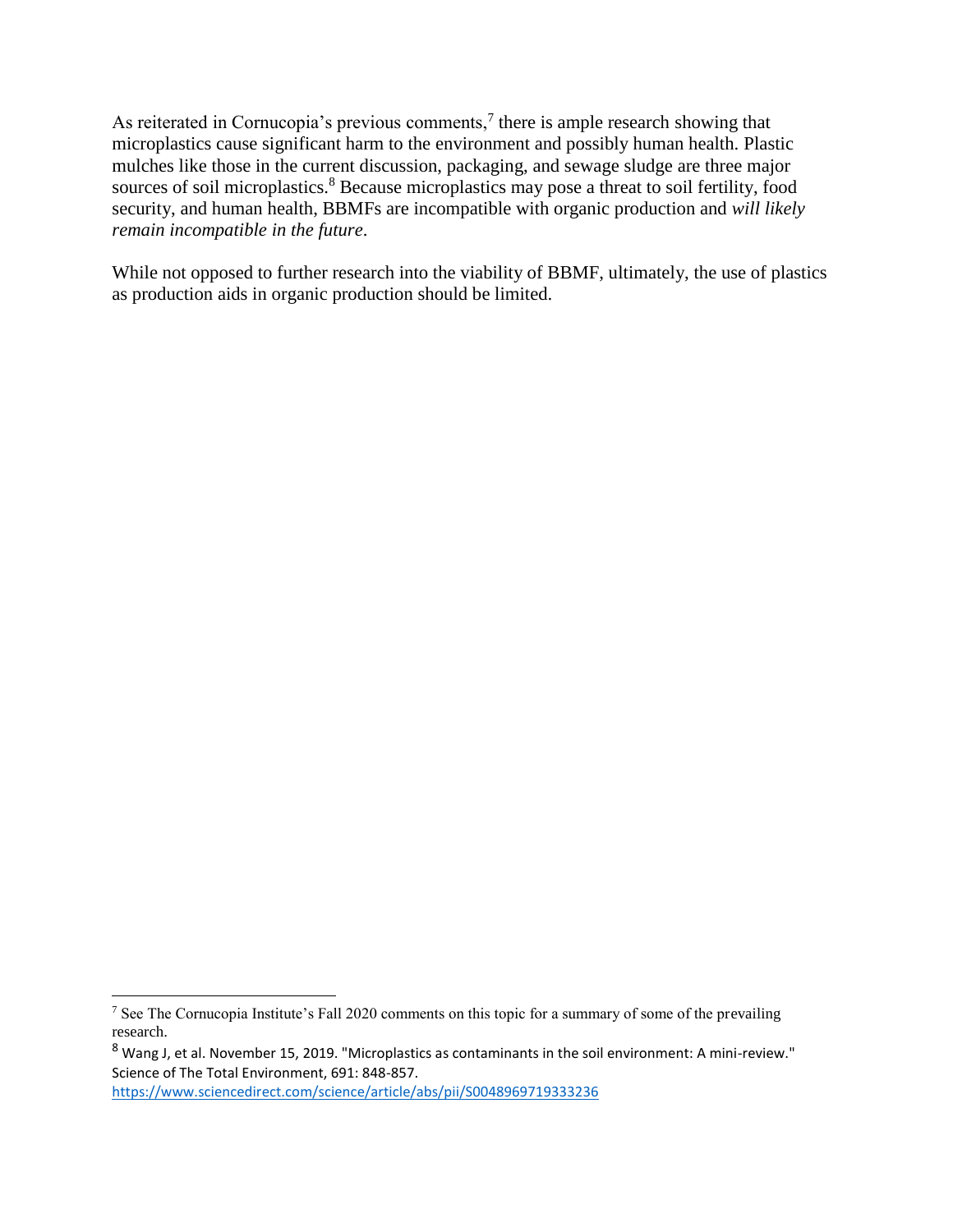As reiterated in Cornucopia's previous comments,[7] there is ample research showing that microplastics cause significant harm to the environment and possibly human health. Plastic mulches like those in the current discussion, packaging, and sewage sludge are three major sources of soil microplastics.[8] Because microplastics may pose a threat to soil fertility, food security, and human health, BBMFs are incompatible with organic production and *will likely remain incompatible in the future*.

While not opposed to further research into the viability of BBMF, ultimately, the use of plastics as production aids in organic production should be limited.

---

[7] See The Cornucopia Institute's Fall 2020 comments on this topic for a summary of some of the prevailing research.

[8] Wang J, et al. November 15, 2019. "Microplastics as contaminants in the soil environment: A mini-review." Science of The Total Environment, 691: 848-857. https://www.sciencedirect.com/science/article/abs/pii/S0048969719333236